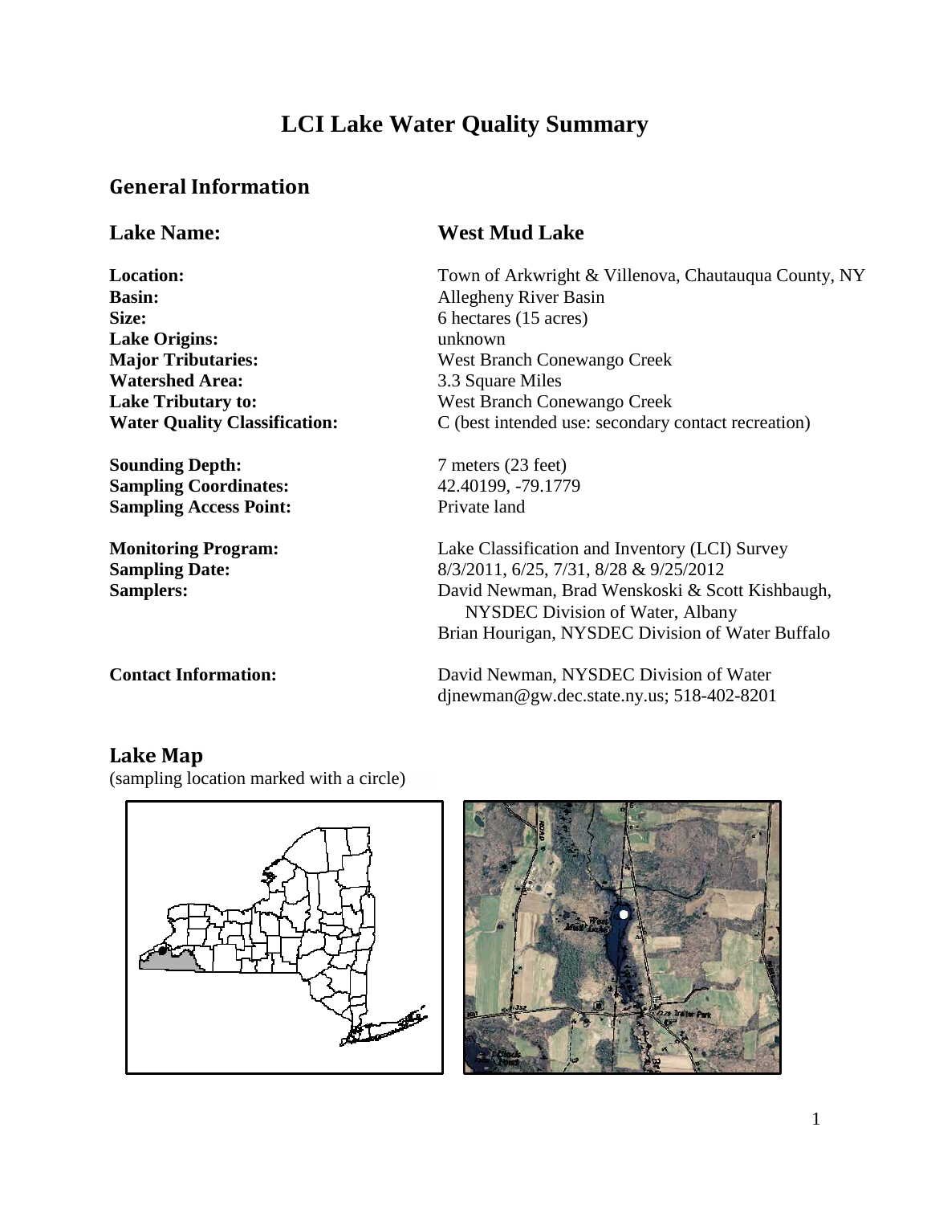# LCI Lake Water Quality Summary

## General Information

| | |
|---|---|
| **Lake Name:** | **West Mud Lake** |
| **Location:** | Town of Arkwright & Villenova, Chautauqua County, NY |
| **Basin:** | Allegheny River Basin |
| **Size:** | 6 hectares (15 acres) |
| **Lake Origins:** | unknown |
| **Major Tributaries:** | West Branch Conewango Creek |
| **Watershed Area:** | 3.3 Square Miles |
| **Lake Tributary to:** | West Branch Conewango Creek |
| **Water Quality Classification:** | C (best intended use: secondary contact recreation) |
| **Sounding Depth:** | 7 meters (23 feet) |
| **Sampling Coordinates:** | 42.40199, -79.1779 |
| **Sampling Access Point:** | Private land |
| **Monitoring Program:** | Lake Classification and Inventory (LCI) Survey |
| **Sampling Date:** | 8/3/2011, 6/25, 7/31, 8/28 & 9/25/2012 |
| **Samplers:** | David Newman, Brad Wenskoski & Scott Kishbaugh, NYSDEC Division of Water, Albany; Brian Hourigan, NYSDEC Division of Water Buffalo |
| **Contact Information:** | David Newman, NYSDEC Division of Water, djnewman@gw.dec.state.ny.us; 518-402-8201 |

## Lake Map

(sampling location marked with a circle)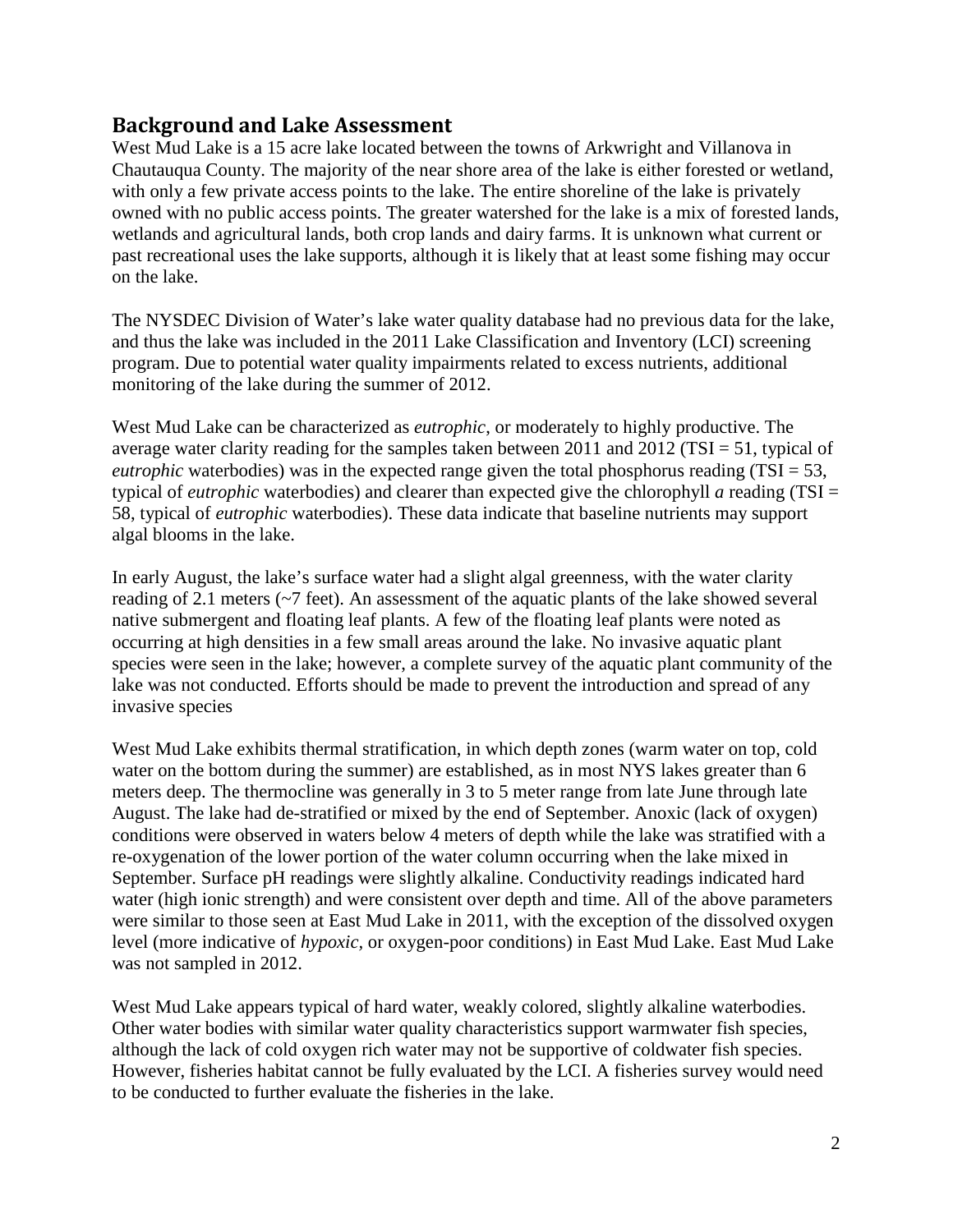## Background and Lake Assessment

West Mud Lake is a 15 acre lake located between the towns of Arkwright and Villanova in Chautauqua County. The majority of the near shore area of the lake is either forested or wetland, with only a few private access points to the lake. The entire shoreline of the lake is privately owned with no public access points. The greater watershed for the lake is a mix of forested lands, wetlands and agricultural lands, both crop lands and dairy farms. It is unknown what current or past recreational uses the lake supports, although it is likely that at least some fishing may occur on the lake.

The NYSDEC Division of Water's lake water quality database had no previous data for the lake, and thus the lake was included in the 2011 Lake Classification and Inventory (LCI) screening program. Due to potential water quality impairments related to excess nutrients, additional monitoring of the lake during the summer of 2012.

West Mud Lake can be characterized as *eutrophic*, or moderately to highly productive. The average water clarity reading for the samples taken between 2011 and 2012 (TSI = 51, typical of *eutrophic* waterbodies) was in the expected range given the total phosphorus reading (TSI = 53, typical of *eutrophic* waterbodies) and clearer than expected give the chlorophyll *a* reading (TSI = 58, typical of *eutrophic* waterbodies). These data indicate that baseline nutrients may support algal blooms in the lake.

In early August, the lake's surface water had a slight algal greenness, with the water clarity reading of 2.1 meters (~7 feet). An assessment of the aquatic plants of the lake showed several native submergent and floating leaf plants. A few of the floating leaf plants were noted as occurring at high densities in a few small areas around the lake. No invasive aquatic plant species were seen in the lake; however, a complete survey of the aquatic plant community of the lake was not conducted. Efforts should be made to prevent the introduction and spread of any invasive species

West Mud Lake exhibits thermal stratification, in which depth zones (warm water on top, cold water on the bottom during the summer) are established, as in most NYS lakes greater than 6 meters deep. The thermocline was generally in 3 to 5 meter range from late June through late August. The lake had de-stratified or mixed by the end of September. Anoxic (lack of oxygen) conditions were observed in waters below 4 meters of depth while the lake was stratified with a re-oxygenation of the lower portion of the water column occurring when the lake mixed in September. Surface pH readings were slightly alkaline. Conductivity readings indicated hard water (high ionic strength) and were consistent over depth and time. All of the above parameters were similar to those seen at East Mud Lake in 2011, with the exception of the dissolved oxygen level (more indicative of *hypoxic*, or oxygen-poor conditions) in East Mud Lake. East Mud Lake was not sampled in 2012.

West Mud Lake appears typical of hard water, weakly colored, slightly alkaline waterbodies. Other water bodies with similar water quality characteristics support warmwater fish species, although the lack of cold oxygen rich water may not be supportive of coldwater fish species. However, fisheries habitat cannot be fully evaluated by the LCI. A fisheries survey would need to be conducted to further evaluate the fisheries in the lake.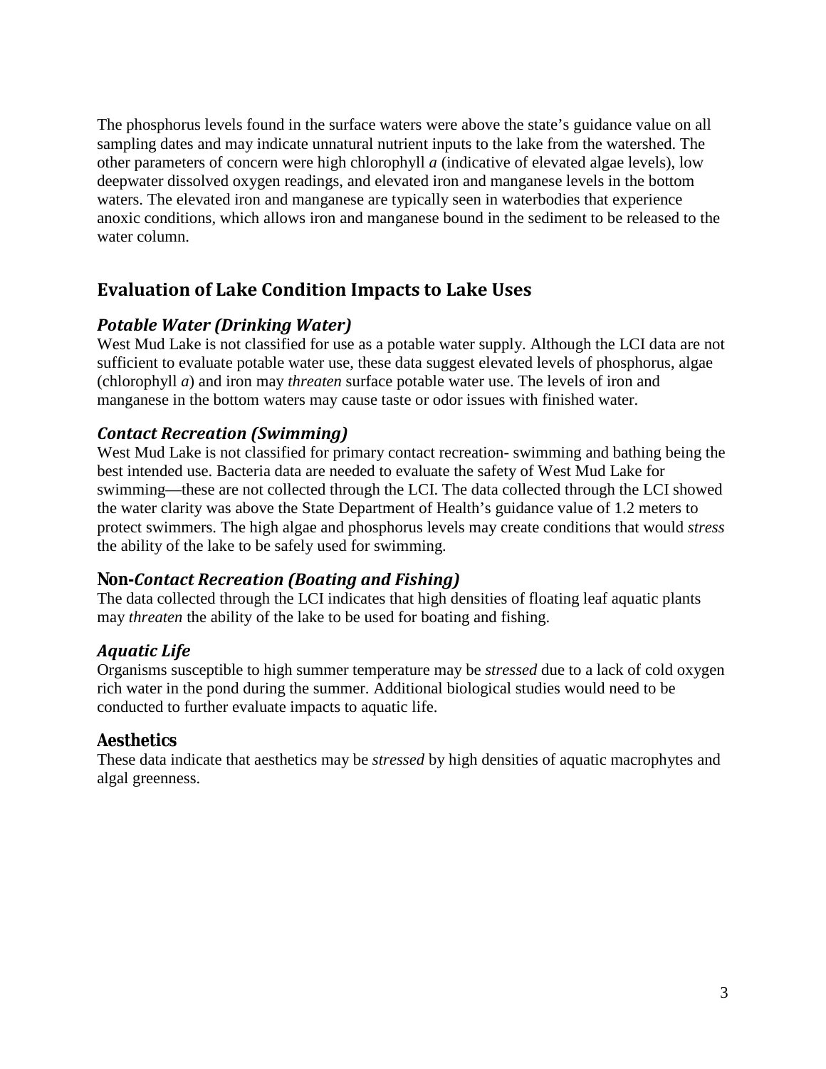The phosphorus levels found in the surface waters were above the state's guidance value on all sampling dates and may indicate unnatural nutrient inputs to the lake from the watershed. The other parameters of concern were high chlorophyll *a* (indicative of elevated algae levels), low deepwater dissolved oxygen readings, and elevated iron and manganese levels in the bottom waters. The elevated iron and manganese are typically seen in waterbodies that experience anoxic conditions, which allows iron and manganese bound in the sediment to be released to the water column.

## Evaluation of Lake Condition Impacts to Lake Uses

### *Potable Water (Drinking Water)*

West Mud Lake is not classified for use as a potable water supply. Although the LCI data are not sufficient to evaluate potable water use, these data suggest elevated levels of phosphorus, algae (chlorophyll *a*) and iron may *threaten* surface potable water use. The levels of iron and manganese in the bottom waters may cause taste or odor issues with finished water.

### *Contact Recreation (Swimming)*

West Mud Lake is not classified for primary contact recreation- swimming and bathing being the best intended use. Bacteria data are needed to evaluate the safety of West Mud Lake for swimming—these are not collected through the LCI. The data collected through the LCI showed the water clarity was above the State Department of Health's guidance value of 1.2 meters to protect swimmers. The high algae and phosphorus levels may create conditions that would *stress* the ability of the lake to be safely used for swimming.

### Non-*Contact Recreation (Boating and Fishing)*

The data collected through the LCI indicates that high densities of floating leaf aquatic plants may *threaten* the ability of the lake to be used for boating and fishing.

### *Aquatic Life*

Organisms susceptible to high summer temperature may be *stressed* due to a lack of cold oxygen rich water in the pond during the summer. Additional biological studies would need to be conducted to further evaluate impacts to aquatic life.

### Aesthetics

These data indicate that aesthetics may be *stressed* by high densities of aquatic macrophytes and algal greenness.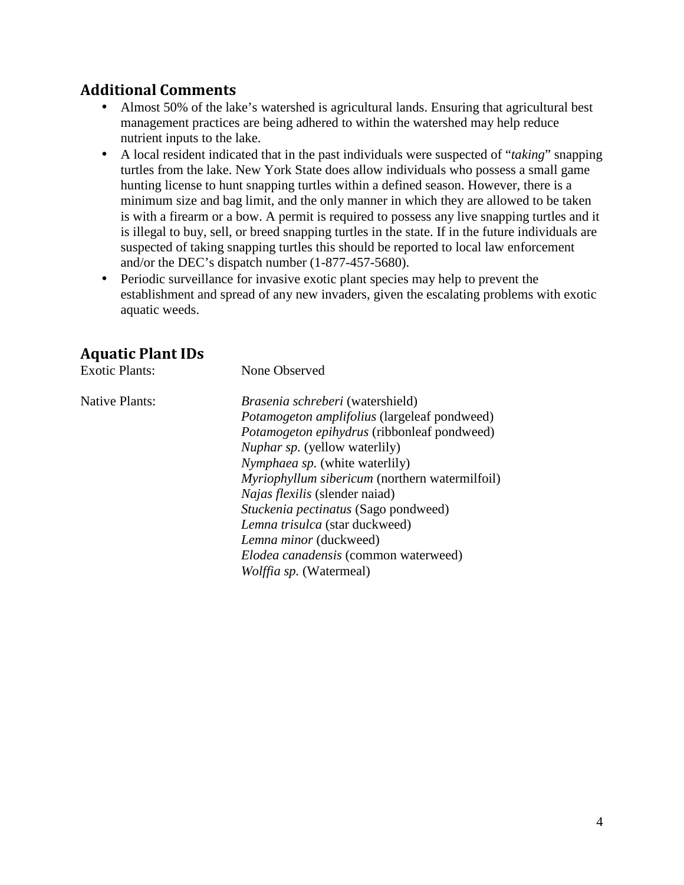## Additional Comments

- Almost 50% of the lake's watershed is agricultural lands. Ensuring that agricultural best management practices are being adhered to within the watershed may help reduce nutrient inputs to the lake.
- A local resident indicated that in the past individuals were suspected of "*taking*" snapping turtles from the lake. New York State does allow individuals who possess a small game hunting license to hunt snapping turtles within a defined season. However, there is a minimum size and bag limit, and the only manner in which they are allowed to be taken is with a firearm or a bow. A permit is required to possess any live snapping turtles and it is illegal to buy, sell, or breed snapping turtles in the state. If in the future individuals are suspected of taking snapping turtles this should be reported to local law enforcement and/or the DEC's dispatch number (1-877-457-5680).
- Periodic surveillance for invasive exotic plant species may help to prevent the establishment and spread of any new invaders, given the escalating problems with exotic aquatic weeds.

## Aquatic Plant IDs

Exotic Plants: None Observed

Native Plants:
*Brasenia schreberi* (watershield)
*Potamogeton amplifolius* (largeleaf pondweed)
*Potamogeton epihydrus* (ribbonleaf pondweed)
*Nuphar sp.* (yellow waterlily)
*Nymphaea sp.* (white waterlily)
*Myriophyllum sibericum* (northern watermilfoil)
*Najas flexilis* (slender naiad)
*Stuckenia pectinatus* (Sago pondweed)
*Lemna trisulca* (star duckweed)
*Lemna minor* (duckweed)
*Elodea canadensis* (common waterweed)
*Wolffia sp.* (Watermeal)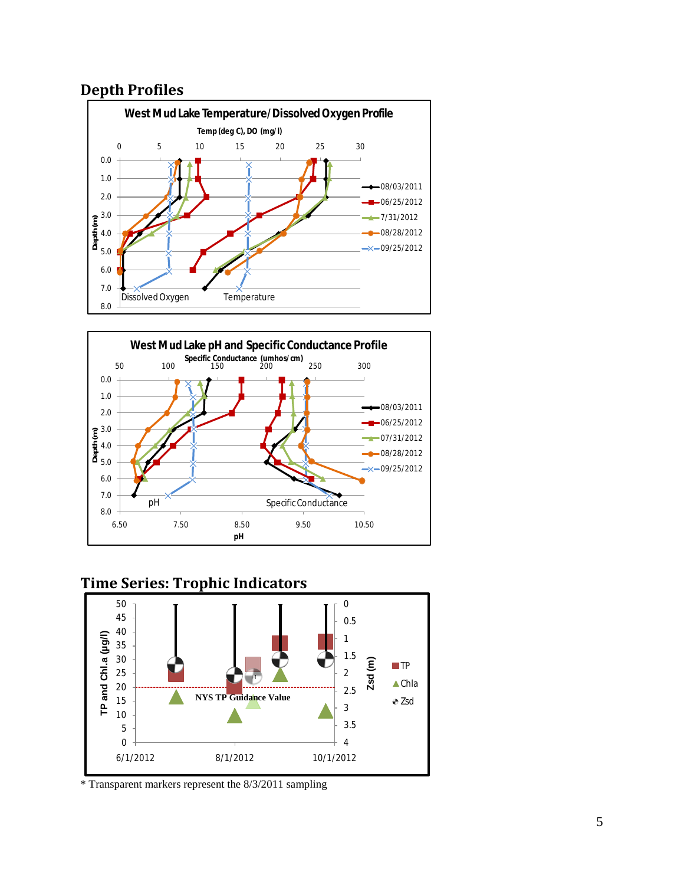## Depth Profiles

**West Mud Lake Temperature/Dissolved Oxygen Profile**

Temp (deg C), DO (mg/l)

Legend: 08/03/2011, 06/25/2012, 7/31/2012, 08/28/2012, 09/25/2012

Depth (m); Dissolved Oxygen; Temperature

**West Mud Lake pH and Specific Conductance Profile**

Specific Conductance (umhos/cm)

Legend: 08/03/2011, 06/25/2012, 07/31/2012, 08/28/2012, 09/25/2012

Depth (m); pH; Specific Conductance

## Time Series: Trophic Indicators

TP and Chl.a (µg/l); Zsd (m)

Legend: TP, Chla, Zsd

NYS TP Guidance Value

\* Transparent markers represent the 8/3/2011 sampling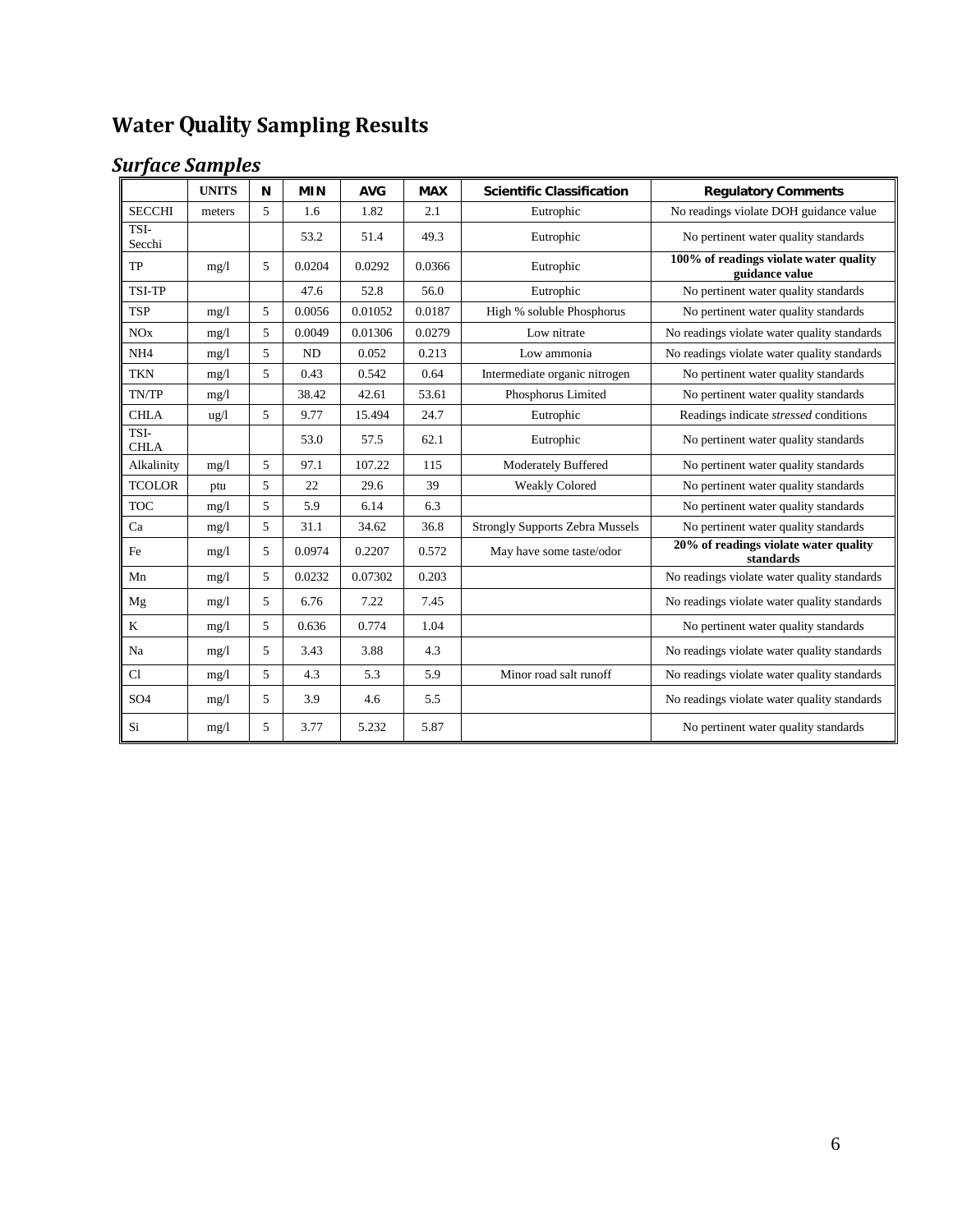# Water Quality Sampling Results

## *Surface Samples*

| | UNITS | N | MIN | AVG | MAX | Scientific Classification | Regulatory Comments |
|---|---|---|---|---|---|---|---|
| SECCHI | meters | 5 | 1.6 | 1.82 | 2.1 | Eutrophic | No readings violate DOH guidance value |
| TSI-Secchi | | | 53.2 | 51.4 | 49.3 | Eutrophic | No pertinent water quality standards |
| TP | mg/l | 5 | 0.0204 | 0.0292 | 0.0366 | Eutrophic | **100% of readings violate water quality guidance value** |
| TSI-TP | | | 47.6 | 52.8 | 56.0 | Eutrophic | No pertinent water quality standards |
| TSP | mg/l | 5 | 0.0056 | 0.01052 | 0.0187 | High % soluble Phosphorus | No pertinent water quality standards |
| NOx | mg/l | 5 | 0.0049 | 0.01306 | 0.0279 | Low nitrate | No readings violate water quality standards |
| NH4 | mg/l | 5 | ND | 0.052 | 0.213 | Low ammonia | No readings violate water quality standards |
| TKN | mg/l | 5 | 0.43 | 0.542 | 0.64 | Intermediate organic nitrogen | No pertinent water quality standards |
| TN/TP | mg/l | | 38.42 | 42.61 | 53.61 | Phosphorus Limited | No pertinent water quality standards |
| CHLA | ug/l | 5 | 9.77 | 15.494 | 24.7 | Eutrophic | Readings indicate *stressed* conditions |
| TSI-CHLA | | | 53.0 | 57.5 | 62.1 | Eutrophic | No pertinent water quality standards |
| Alkalinity | mg/l | 5 | 97.1 | 107.22 | 115 | Moderately Buffered | No pertinent water quality standards |
| TCOLOR | ptu | 5 | 22 | 29.6 | 39 | Weakly Colored | No pertinent water quality standards |
| TOC | mg/l | 5 | 5.9 | 6.14 | 6.3 | | No pertinent water quality standards |
| Ca | mg/l | 5 | 31.1 | 34.62 | 36.8 | Strongly Supports Zebra Mussels | No pertinent water quality standards |
| Fe | mg/l | 5 | 0.0974 | 0.2207 | 0.572 | May have some taste/odor | **20% of readings violate water quality standards** |
| Mn | mg/l | 5 | 0.0232 | 0.07302 | 0.203 | | No readings violate water quality standards |
| Mg | mg/l | 5 | 6.76 | 7.22 | 7.45 | | No readings violate water quality standards |
| K | mg/l | 5 | 0.636 | 0.774 | 1.04 | | No pertinent water quality standards |
| Na | mg/l | 5 | 3.43 | 3.88 | 4.3 | | No readings violate water quality standards |
| Cl | mg/l | 5 | 4.3 | 5.3 | 5.9 | Minor road salt runoff | No readings violate water quality standards |
| SO4 | mg/l | 5 | 3.9 | 4.6 | 5.5 | | No readings violate water quality standards |
| Si | mg/l | 5 | 3.77 | 5.232 | 5.87 | | No pertinent water quality standards |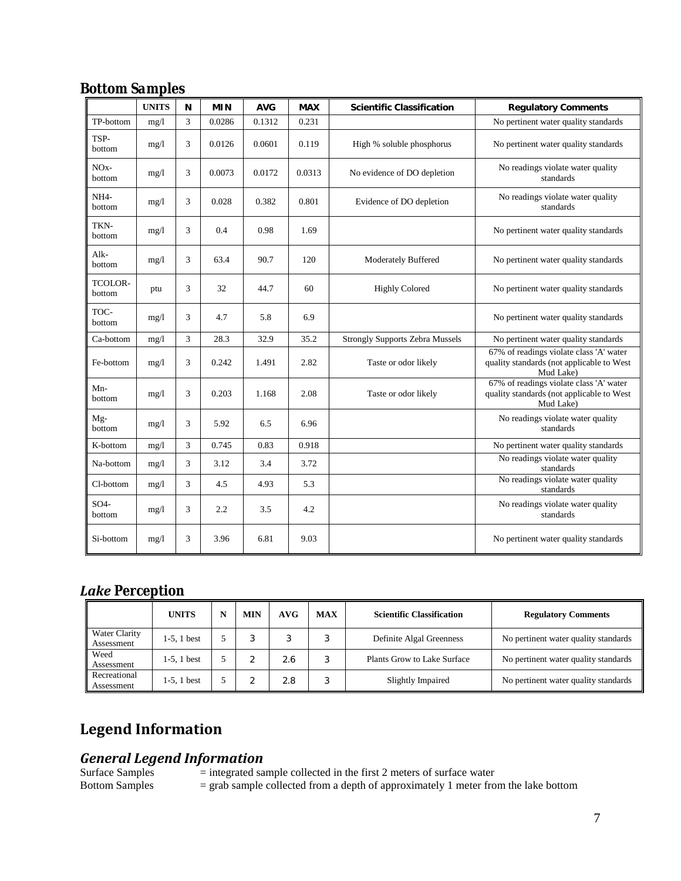## Bottom Samples

| | UNITS | N | MIN | AVG | MAX | Scientific Classification | Regulatory Comments |
|---|---|---|---|---|---|---|---|
| TP-bottom | mg/l | 3 | 0.0286 | 0.1312 | 0.231 | | No pertinent water quality standards |
| TSP-bottom | mg/l | 3 | 0.0126 | 0.0601 | 0.119 | High % soluble phosphorus | No pertinent water quality standards |
| NOx-bottom | mg/l | 3 | 0.0073 | 0.0172 | 0.0313 | No evidence of DO depletion | No readings violate water quality standards |
| NH4-bottom | mg/l | 3 | 0.028 | 0.382 | 0.801 | Evidence of DO depletion | No readings violate water quality standards |
| TKN-bottom | mg/l | 3 | 0.4 | 0.98 | 1.69 | | No pertinent water quality standards |
| Alk-bottom | mg/l | 3 | 63.4 | 90.7 | 120 | Moderately Buffered | No pertinent water quality standards |
| TCOLOR-bottom | ptu | 3 | 32 | 44.7 | 60 | Highly Colored | No pertinent water quality standards |
| TOC-bottom | mg/l | 3 | 4.7 | 5.8 | 6.9 | | No pertinent water quality standards |
| Ca-bottom | mg/l | 3 | 28.3 | 32.9 | 35.2 | Strongly Supports Zebra Mussels | No pertinent water quality standards |
| Fe-bottom | mg/l | 3 | 0.242 | 1.491 | 2.82 | Taste or odor likely | 67% of readings violate class 'A' water quality standards (not applicable to West Mud Lake) |
| Mn-bottom | mg/l | 3 | 0.203 | 1.168 | 2.08 | Taste or odor likely | 67% of readings violate class 'A' water quality standards (not applicable to West Mud Lake) |
| Mg-bottom | mg/l | 3 | 5.92 | 6.5 | 6.96 | | No readings violate water quality standards |
| K-bottom | mg/l | 3 | 0.745 | 0.83 | 0.918 | | No pertinent water quality standards |
| Na-bottom | mg/l | 3 | 3.12 | 3.4 | 3.72 | | No readings violate water quality standards |
| Cl-bottom | mg/l | 3 | 4.5 | 4.93 | 5.3 | | No readings violate water quality standards |
| SO4-bottom | mg/l | 3 | 2.2 | 3.5 | 4.2 | | No readings violate water quality standards |
| Si-bottom | mg/l | 3 | 3.96 | 6.81 | 9.03 | | No pertinent water quality standards |

## *Lake* Perception

| | UNITS | N | MIN | AVG | MAX | Scientific Classification | Regulatory Comments |
|---|---|---|---|---|---|---|---|
| Water Clarity Assessment | 1-5, 1 best | 5 | 3 | 3 | 3 | Definite Algal Greenness | No pertinent water quality standards |
| Weed Assessment | 1-5, 1 best | 5 | 2 | 2.6 | 3 | Plants Grow to Lake Surface | No pertinent water quality standards |
| Recreational Assessment | 1-5, 1 best | 5 | 2 | 2.8 | 3 | Slightly Impaired | No pertinent water quality standards |

# Legend Information

## *General Legend Information*

Surface Samples = integrated sample collected in the first 2 meters of surface water

Bottom Samples = grab sample collected from a depth of approximately 1 meter from the lake bottom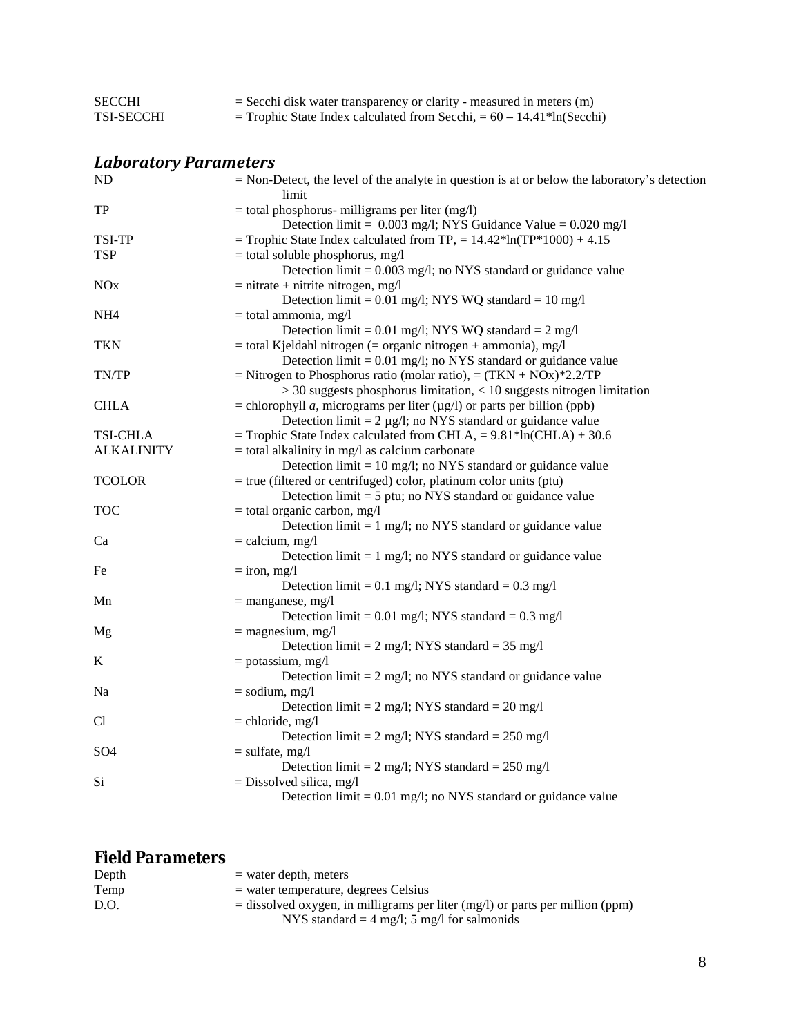SECCHI = Secchi disk water transparency or clarity - measured in meters (m)
TSI-SECCHI = Trophic State Index calculated from Secchi, = 60 – 14.41*ln(Secchi)

### *Laboratory Parameters*

| | |
|---|---|
| ND | = Non-Detect, the level of the analyte in question is at or below the laboratory's detection limit |
| TP | = total phosphorus- milligrams per liter (mg/l)<br>Detection limit = 0.003 mg/l; NYS Guidance Value = 0.020 mg/l |
| TSI-TP | = Trophic State Index calculated from TP, = 14.42*ln(TP*1000) + 4.15 |
| TSP | = total soluble phosphorus, mg/l<br>Detection limit = 0.003 mg/l; no NYS standard or guidance value |
| NOx | = nitrate + nitrite nitrogen, mg/l<br>Detection limit = 0.01 mg/l; NYS WQ standard = 10 mg/l |
| NH4 | = total ammonia, mg/l<br>Detection limit = 0.01 mg/l; NYS WQ standard = 2 mg/l |
| TKN | = total Kjeldahl nitrogen (= organic nitrogen + ammonia), mg/l<br>Detection limit = 0.01 mg/l; no NYS standard or guidance value |
| TN/TP | = Nitrogen to Phosphorus ratio (molar ratio), = (TKN + NOx)*2.2/TP<br>> 30 suggests phosphorus limitation, < 10 suggests nitrogen limitation |
| CHLA | = chlorophyll *a*, micrograms per liter (µg/l) or parts per billion (ppb)<br>Detection limit = 2 µg/l; no NYS standard or guidance value |
| TSI-CHLA | = Trophic State Index calculated from CHLA, = 9.81*ln(CHLA) + 30.6 |
| ALKALINITY | = total alkalinity in mg/l as calcium carbonate<br>Detection limit = 10 mg/l; no NYS standard or guidance value |
| TCOLOR | = true (filtered or centrifuged) color, platinum color units (ptu)<br>Detection limit = 5 ptu; no NYS standard or guidance value |
| TOC | = total organic carbon, mg/l<br>Detection limit = 1 mg/l; no NYS standard or guidance value |
| Ca | = calcium, mg/l<br>Detection limit = 1 mg/l; no NYS standard or guidance value |
| Fe | = iron, mg/l<br>Detection limit = 0.1 mg/l; NYS standard = 0.3 mg/l |
| Mn | = manganese, mg/l<br>Detection limit = 0.01 mg/l; NYS standard = 0.3 mg/l |
| Mg | = magnesium, mg/l<br>Detection limit = 2 mg/l; NYS standard = 35 mg/l |
| K | = potassium, mg/l<br>Detection limit = 2 mg/l; no NYS standard or guidance value |
| Na | = sodium, mg/l<br>Detection limit = 2 mg/l; NYS standard = 20 mg/l |
| Cl | = chloride, mg/l<br>Detection limit = 2 mg/l; NYS standard = 250 mg/l |
| SO4 | = sulfate, mg/l<br>Detection limit = 2 mg/l; NYS standard = 250 mg/l |
| Si | = Dissolved silica, mg/l<br>Detection limit = 0.01 mg/l; no NYS standard or guidance value |

### *Field Parameters*

| | |
|---|---|
| Depth | = water depth, meters |
| Temp | = water temperature, degrees Celsius |
| D.O. | = dissolved oxygen, in milligrams per liter (mg/l) or parts per million (ppm)<br>NYS standard = 4 mg/l; 5 mg/l for salmonids |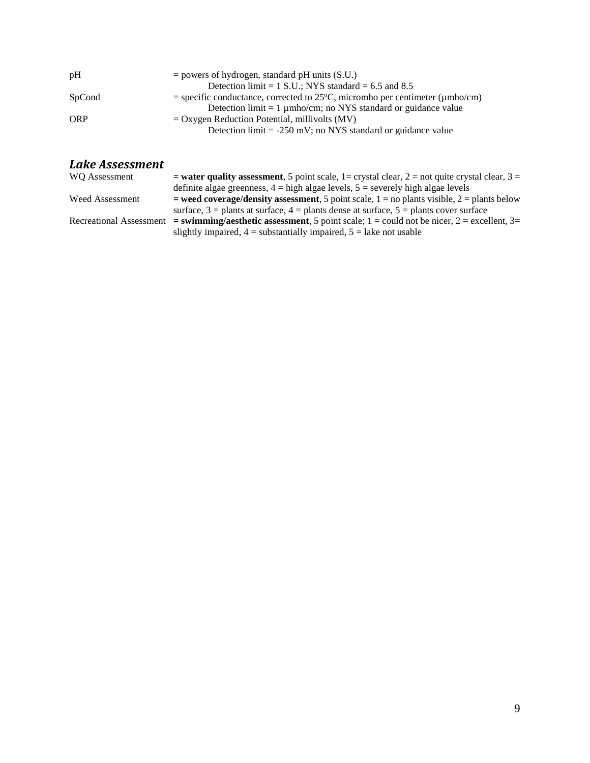pH = powers of hydrogen, standard pH units (S.U.)
Detection limit = 1 S.U.; NYS standard = 6.5 and 8.5

SpCond = specific conductance, corrected to 25ºC, micromho per centimeter (µmho/cm)
Detection limit = 1 µmho/cm; no NYS standard or guidance value

ORP = Oxygen Reduction Potential, millivolts (MV)
Detection limit = -250 mV; no NYS standard or guidance value

## *Lake Assessment*

WQ Assessment **= water quality assessment**, 5 point scale, 1= crystal clear, 2 = not quite crystal clear, 3 = definite algae greenness, 4 = high algae levels, 5 = severely high algae levels

Weed Assessment **= weed coverage/density assessment**, 5 point scale, 1 = no plants visible, 2 = plants below surface, 3 = plants at surface, 4 = plants dense at surface, 5 = plants cover surface

Recreational Assessment **= swimming/aesthetic assessment**, 5 point scale; 1 = could not be nicer, 2 = excellent, 3= slightly impaired, 4 = substantially impaired, 5 = lake not usable